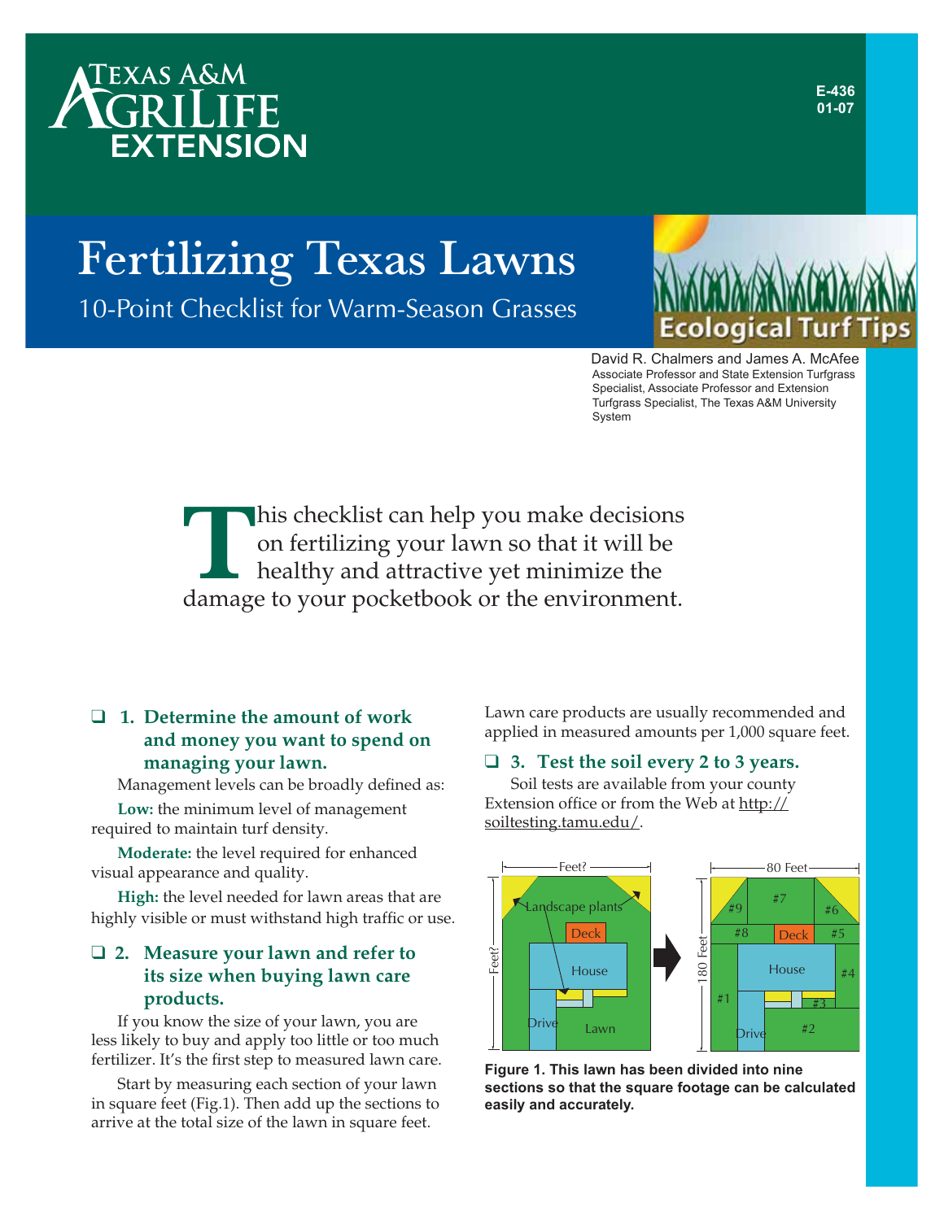Texas A&M AgriLife Extension

E-436
01-07

# Fertilizing Texas Lawns

## 10-Point Checklist for Warm-Season Grasses

Ecological Turf Tips

David R. Chalmers and James A. McAfee
Associate Professor and State Extension Turfgrass Specialist, Associate Professor and Extension Turfgrass Specialist, The Texas A&M University System

This checklist can help you make decisions on fertilizing your lawn so that it will be healthy and attractive yet minimize the damage to your pocketbook or the environment.

### ❑ 1. Determine the amount of work and money you want to spend on managing your lawn.

Management levels can be broadly defined as:

**Low:** the minimum level of management required to maintain turf density.

**Moderate:** the level required for enhanced visual appearance and quality.

**High:** the level needed for lawn areas that are highly visible or must withstand high traffic or use.

### ❑ 2. Measure your lawn and refer to its size when buying lawn care products.

If you know the size of your lawn, you are less likely to buy and apply too little or too much fertilizer. It's the first step to measured lawn care.

Start by measuring each section of your lawn in square feet (Fig.1). Then add up the sections to arrive at the total size of the lawn in square feet.

Lawn care products are usually recommended and applied in measured amounts per 1,000 square feet.

### ❑ 3. Test the soil every 2 to 3 years.

Soil tests are available from your county Extension office or from the Web at http://soiltesting.tamu.edu/.

Feet?
Feet?
Landscape plants
Deck
House
Drive
Lawn

80 Feet
180 Feet
#9 #7 #6
#8 Deck #5
House #4
#1 #3
Drive #2

**Figure 1. This lawn has been divided into nine sections so that the square footage can be calculated easily and accurately.**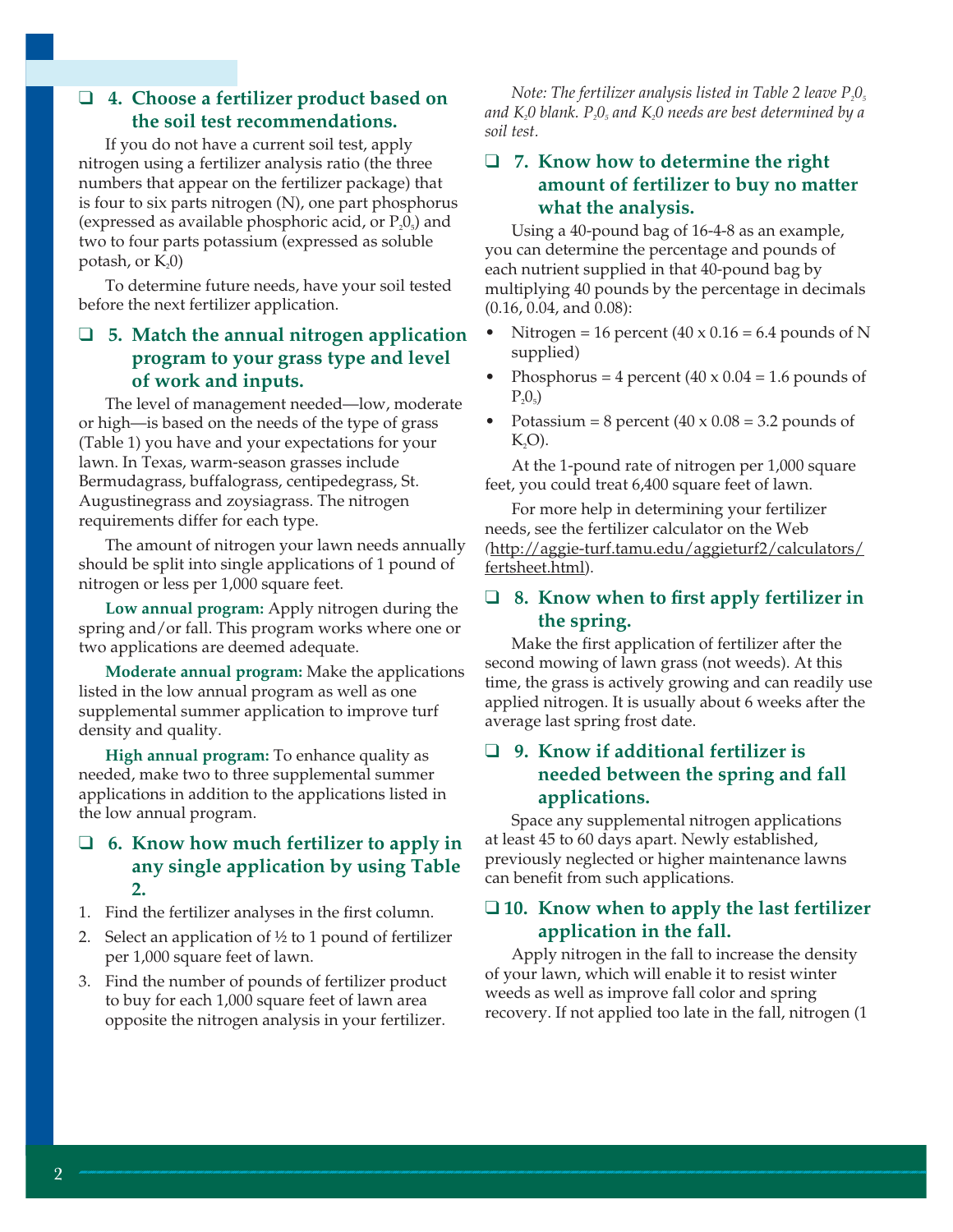### ❑ 4. Choose a fertilizer product based on the soil test recommendations.

If you do not have a current soil test, apply nitrogen using a fertilizer analysis ratio (the three numbers that appear on the fertilizer package) that is four to six parts nitrogen (N), one part phosphorus (expressed as available phosphoric acid, or $P_20_5$) and two to four parts potassium (expressed as soluble potash, or $K_20$)

To determine future needs, have your soil tested before the next fertilizer application.

### ❑ 5. Match the annual nitrogen application program to your grass type and level of work and inputs.

The level of management needed—low, moderate or high—is based on the needs of the type of grass (Table 1) you have and your expectations for your lawn. In Texas, warm-season grasses include Bermudagrass, buffalograss, centipedegrass, St. Augustinegrass and zoysiagrass. The nitrogen requirements differ for each type.

The amount of nitrogen your lawn needs annually should be split into single applications of 1 pound of nitrogen or less per 1,000 square feet.

**Low annual program:** Apply nitrogen during the spring and/or fall. This program works where one or two applications are deemed adequate.

**Moderate annual program:** Make the applications listed in the low annual program as well as one supplemental summer application to improve turf density and quality.

**High annual program:** To enhance quality as needed, make two to three supplemental summer applications in addition to the applications listed in the low annual program.

### ❑ 6. Know how much fertilizer to apply in any single application by using Table 2.

1. Find the fertilizer analyses in the first column.
2. Select an application of ½ to 1 pound of fertilizer per 1,000 square feet of lawn.
3. Find the number of pounds of fertilizer product to buy for each 1,000 square feet of lawn area opposite the nitrogen analysis in your fertilizer.

*Note: The fertilizer analysis listed in Table 2 leave $P_20_5$ and $K_20$ blank. $P_20_5$ and $K_20$ needs are best determined by a soil test.*

### ❑ 7. Know how to determine the right amount of fertilizer to buy no matter what the analysis.

Using a 40-pound bag of 16-4-8 as an example, you can determine the percentage and pounds of each nutrient supplied in that 40-pound bag by multiplying 40 pounds by the percentage in decimals (0.16, 0.04, and 0.08):

- Nitrogen = 16 percent (40 x 0.16 = 6.4 pounds of N supplied)
- Phosphorus = 4 percent (40 x 0.04 = 1.6 pounds of $P_20_5$)
- Potassium = 8 percent (40 x 0.08 = 3.2 pounds of $K_2O$).

At the 1-pound rate of nitrogen per 1,000 square feet, you could treat 6,400 square feet of lawn.

For more help in determining your fertilizer needs, see the fertilizer calculator on the Web (http://aggie-turf.tamu.edu/aggieturf2/calculators/fertsheet.html).

### ❑ 8. Know when to first apply fertilizer in the spring.

Make the first application of fertilizer after the second mowing of lawn grass (not weeds). At this time, the grass is actively growing and can readily use applied nitrogen. It is usually about 6 weeks after the average last spring frost date.

### ❑ 9. Know if additional fertilizer is needed between the spring and fall applications.

Space any supplemental nitrogen applications at least 45 to 60 days apart. Newly established, previously neglected or higher maintenance lawns can benefit from such applications.

### ❑ 10. Know when to apply the last fertilizer application in the fall.

Apply nitrogen in the fall to increase the density of your lawn, which will enable it to resist winter weeds as well as improve fall color and spring recovery. If not applied too late in the fall, nitrogen (1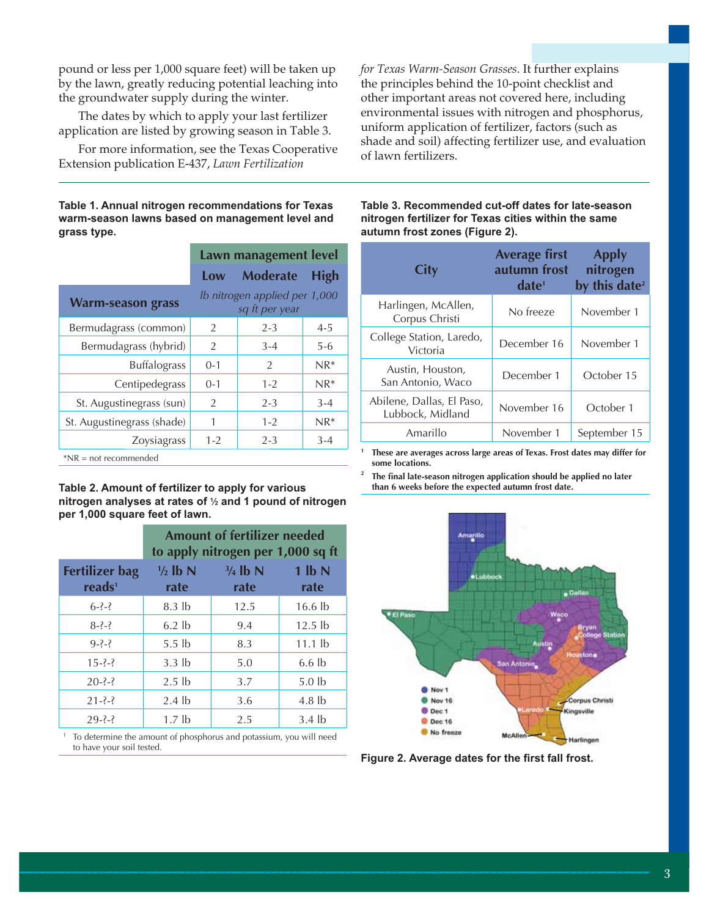pound or less per 1,000 square feet) will be taken up by the lawn, greatly reducing potential leaching into the groundwater supply during the winter.

The dates by which to apply your last fertilizer application are listed by growing season in Table 3.

For more information, see the Texas Cooperative Extension publication E-437, *Lawn Fertilization for Texas Warm-Season Grasses*. It further explains the principles behind the 10-point checklist and other important areas not covered here, including environmental issues with nitrogen and phosphorus, uniform application of fertilizer, factors (such as shade and soil) affecting fertilizer use, and evaluation of lawn fertilizers.

**Table 1. Annual nitrogen recommendations for Texas warm-season lawns based on management level and grass type.**

| | Lawn management level | | |
|---|---|---|---|
| | Low | Moderate | High |
| Warm-season grass | *lb nitrogen applied per 1,000 sq ft per year* | | |
| Bermudagrass (common) | 2 | 2-3 | 4-5 |
| Bermudagrass (hybrid) | 2 | 3-4 | 5-6 |
| Buffalograss | 0-1 | 2 | NR* |
| Centipedegrass | 0-1 | 1-2 | NR* |
| St. Augustinegrass (sun) | 2 | 2-3 | 3-4 |
| St. Augustinegrass (shade) | 1 | 1-2 | NR* |
| Zoysiagrass | 1-2 | 2-3 | 3-4 |

*NR = not recommended

**Table 2. Amount of fertilizer to apply for various nitrogen analyses at rates of ½ and 1 pound of nitrogen per 1,000 square feet of lawn.**

| | Amount of fertilizer needed to apply nitrogen per 1,000 sq ft | | |
|---|---|---|---|
| Fertilizer bag reads[1] | ½ lb N rate | ¾ lb N rate | 1 lb N rate |
| 6-?-? | 8.3 lb | 12.5 | 16.6 lb |
| 8-?-? | 6.2 lb | 9.4 | 12.5 lb |
| 9-?-? | 5.5 lb | 8.3 | 11.1 lb |
| 15-?-? | 3.3 lb | 5.0 | 6.6 lb |
| 20-?-? | 2.5 lb | 3.7 | 5.0 lb |
| 21-?-? | 2.4 lb | 3.6 | 4.8 lb |
| 29-?-? | 1.7 lb | 2.5 | 3.4 lb |

[1] To determine the amount of phosphorus and potassium, you will need to have your soil tested.

**Table 3. Recommended cut-off dates for late-season nitrogen fertilizer for Texas cities within the same autumn frost zones (Figure 2).**

| City | Average first autumn frost date[1] | Apply nitrogen by this date[2] |
|---|---|---|
| Harlingen, McAllen, Corpus Christi | No freeze | November 1 |
| College Station, Laredo, Victoria | December 16 | November 1 |
| Austin, Houston, San Antonio, Waco | December 1 | October 15 |
| Abilene, Dallas, El Paso, Lubbock, Midland | November 16 | October 1 |
| Amarillo | November 1 | September 15 |

[1] These are averages across large areas of Texas. Frost dates may differ for some locations.

[2] The final late-season nitrogen application should be applied no later than 6 weeks before the expected autumn frost date.

Amarillo
Lubbock
Dallas
El Paso
Waco
Bryan
College Station
Austin
Houston
San Antonio
Nov 1
Nov 16
Dec 1
Dec 16
No freeze
Laredo
Corpus Christi
Kingsville
McAllen
Harlingen

**Figure 2. Average dates for the first fall frost.**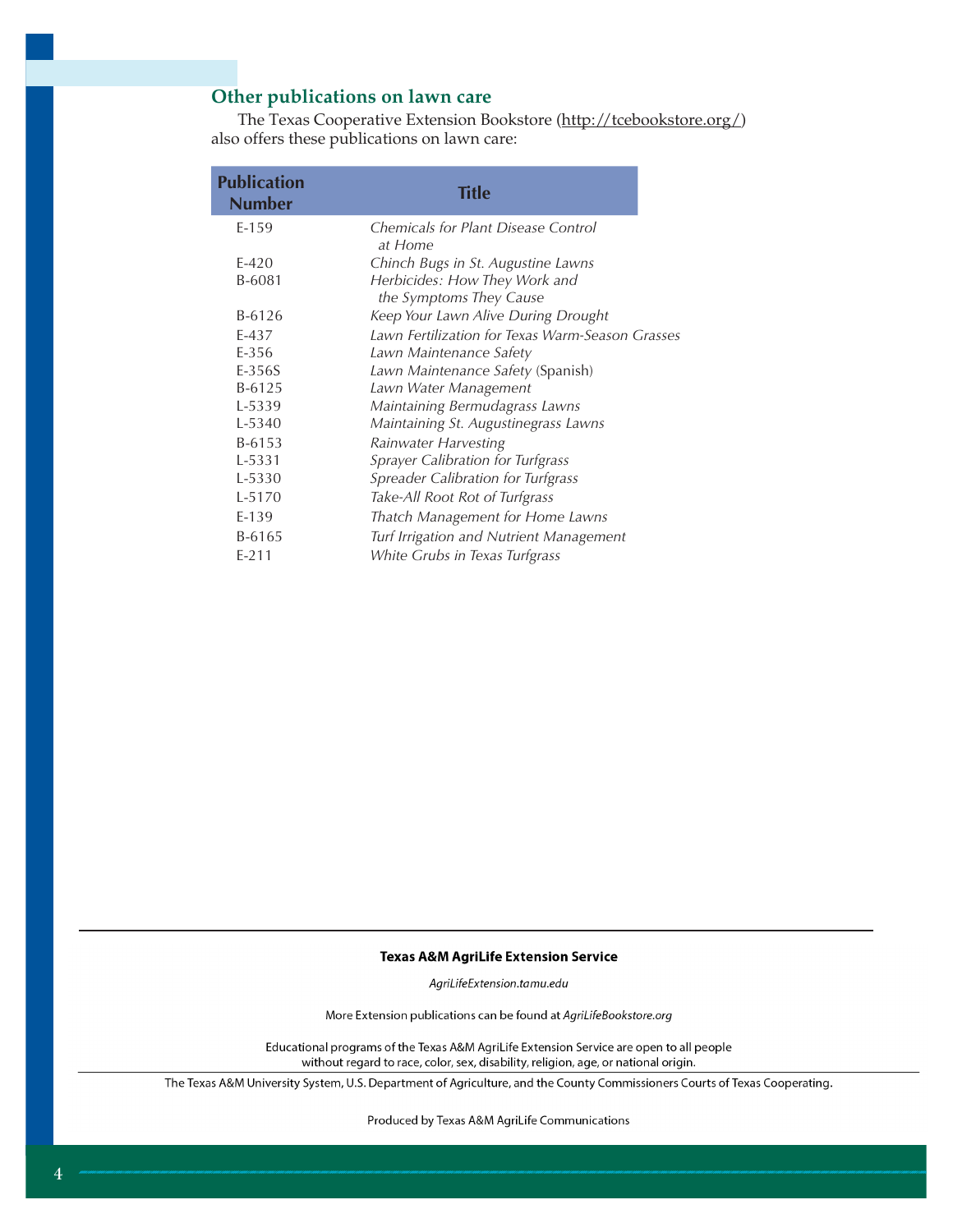## Other publications on lawn care

The Texas Cooperative Extension Bookstore (http://tcebookstore.org/) also offers these publications on lawn care:

| Publication Number | Title |
|---|---|
| E-159 | *Chemicals for Plant Disease Control at Home* |
| E-420 | *Chinch Bugs in St. Augustine Lawns* |
| B-6081 | *Herbicides: How They Work and the Symptoms They Cause* |
| B-6126 | *Keep Your Lawn Alive During Drought* |
| E-437 | *Lawn Fertilization for Texas Warm-Season Grasses* |
| E-356 | *Lawn Maintenance Safety* |
| E-356S | *Lawn Maintenance Safety* (Spanish) |
| B-6125 | *Lawn Water Management* |
| L-5339 | *Maintaining Bermudagrass Lawns* |
| L-5340 | *Maintaining St. Augustinegrass Lawns* |
| B-6153 | *Rainwater Harvesting* |
| L-5331 | *Sprayer Calibration for Turfgrass* |
| L-5330 | *Spreader Calibration for Turfgrass* |
| L-5170 | *Take-All Root Rot of Turfgrass* |
| E-139 | *Thatch Management for Home Lawns* |
| B-6165 | *Turf Irrigation and Nutrient Management* |
| E-211 | *White Grubs in Texas Turfgrass* |

---

**Texas A&M AgriLife Extension Service**

*AgriLifeExtension.tamu.edu*

More Extension publications can be found at *AgriLifeBookstore.org*

Educational programs of the Texas A&M AgriLife Extension Service are open to all people without regard to race, color, sex, disability, religion, age, or national origin.

The Texas A&M University System, U.S. Department of Agriculture, and the County Commissioners Courts of Texas Cooperating.

Produced by Texas A&M AgriLife Communications